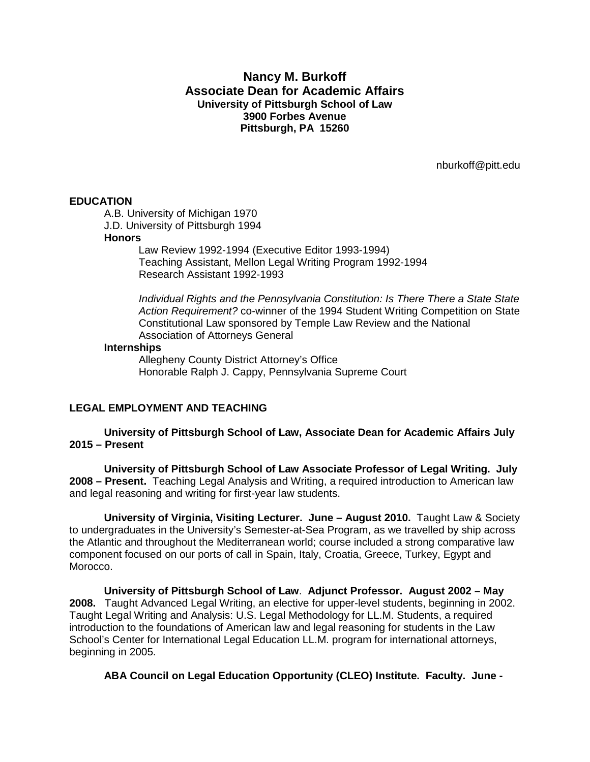# Nancy M. Burkoff
## Associate Dean for Academic Affairs
**University of Pittsburgh School of Law**
**3900 Forbes Avenue**
**Pittsburgh, PA 15260**

nburkoff@pitt.edu

## EDUCATION

A.B. University of Michigan 1970
J.D. University of Pittsburgh 1994

**Honors**

Law Review 1992-1994 (Executive Editor 1993-1994)
Teaching Assistant, Mellon Legal Writing Program 1992-1994
Research Assistant 1992-1993

*Individual Rights and the Pennsylvania Constitution: Is There There a State State Action Requirement?* co-winner of the 1994 Student Writing Competition on State Constitutional Law sponsored by Temple Law Review and the National Association of Attorneys General

**Internships**

Allegheny County District Attorney's Office
Honorable Ralph J. Cappy, Pennsylvania Supreme Court

## LEGAL EMPLOYMENT AND TEACHING

**University of Pittsburgh School of Law, Associate Dean for Academic Affairs July 2015 – Present**

**University of Pittsburgh School of Law Associate Professor of Legal Writing. July 2008 – Present.** Teaching Legal Analysis and Writing, a required introduction to American law and legal reasoning and writing for first-year law students.

**University of Virginia, Visiting Lecturer. June – August 2010.** Taught Law & Society to undergraduates in the University's Semester-at-Sea Program, as we travelled by ship across the Atlantic and throughout the Mediterranean world; course included a strong comparative law component focused on our ports of call in Spain, Italy, Croatia, Greece, Turkey, Egypt and Morocco.

**University of Pittsburgh School of Law**. **Adjunct Professor. August 2002 – May 2008.** Taught Advanced Legal Writing, an elective for upper-level students, beginning in 2002. Taught Legal Writing and Analysis: U.S. Legal Methodology for LL.M. Students, a required introduction to the foundations of American law and legal reasoning for students in the Law School's Center for International Legal Education LL.M. program for international attorneys, beginning in 2005.

**ABA Council on Legal Education Opportunity (CLEO) Institute. Faculty. June -**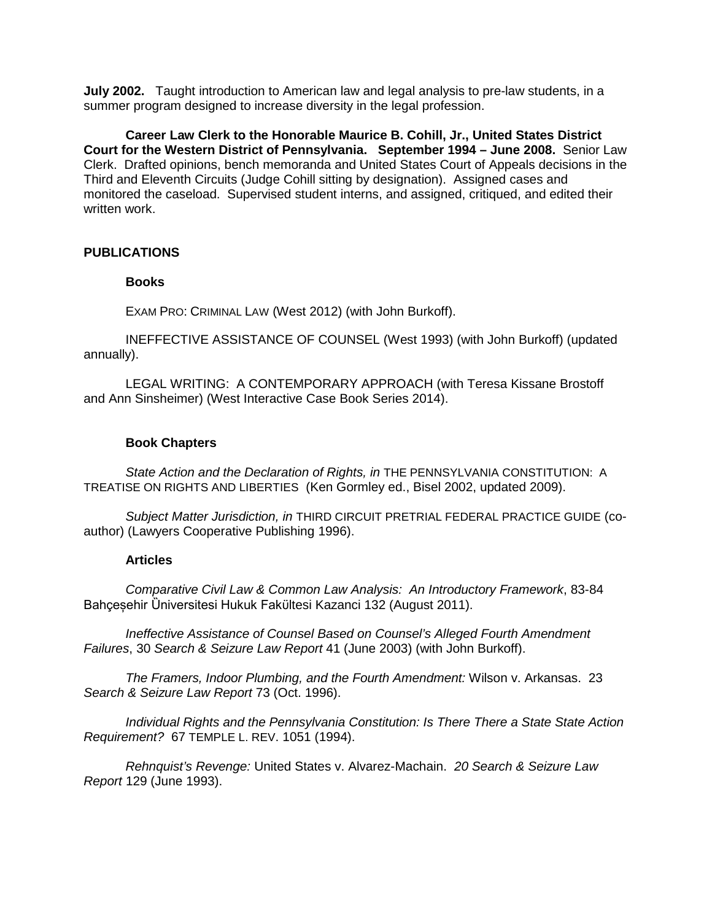**July 2002.** Taught introduction to American law and legal analysis to pre-law students, in a summer program designed to increase diversity in the legal profession.

**Career Law Clerk to the Honorable Maurice B. Cohill, Jr., United States District Court for the Western District of Pennsylvania. September 1994 – June 2008.** Senior Law Clerk. Drafted opinions, bench memoranda and United States Court of Appeals decisions in the Third and Eleventh Circuits (Judge Cohill sitting by designation). Assigned cases and monitored the caseload. Supervised student interns, and assigned, critiqued, and edited their written work.

## PUBLICATIONS

### Books

EXAM PRO: CRIMINAL LAW (West 2012) (with John Burkoff).

INEFFECTIVE ASSISTANCE OF COUNSEL (West 1993) (with John Burkoff) (updated annually).

LEGAL WRITING: A CONTEMPORARY APPROACH (with Teresa Kissane Brostoff and Ann Sinsheimer) (West Interactive Case Book Series 2014).

### Book Chapters

*State Action and the Declaration of Rights, in* THE PENNSYLVANIA CONSTITUTION: A TREATISE ON RIGHTS AND LIBERTIES (Ken Gormley ed., Bisel 2002, updated 2009).

*Subject Matter Jurisdiction, in* THIRD CIRCUIT PRETRIAL FEDERAL PRACTICE GUIDE (co-author) (Lawyers Cooperative Publishing 1996).

### Articles

*Comparative Civil Law & Common Law Analysis: An Introductory Framework*, 83-84 Bahçeșehir Ȕniversitesi Hukuk Fakültesi Kazanci 132 (August 2011).

*Ineffective Assistance of Counsel Based on Counsel's Alleged Fourth Amendment Failures*, 30 *Search & Seizure Law Report* 41 (June 2003) (with John Burkoff).

*The Framers, Indoor Plumbing, and the Fourth Amendment:* Wilson v. Arkansas. 23 *Search & Seizure Law Report* 73 (Oct. 1996).

*Individual Rights and the Pennsylvania Constitution: Is There There a State State Action Requirement?* 67 TEMPLE L. REV. 1051 (1994).

*Rehnquist's Revenge:* United States v. Alvarez-Machain. *20 Search & Seizure Law Report* 129 (June 1993).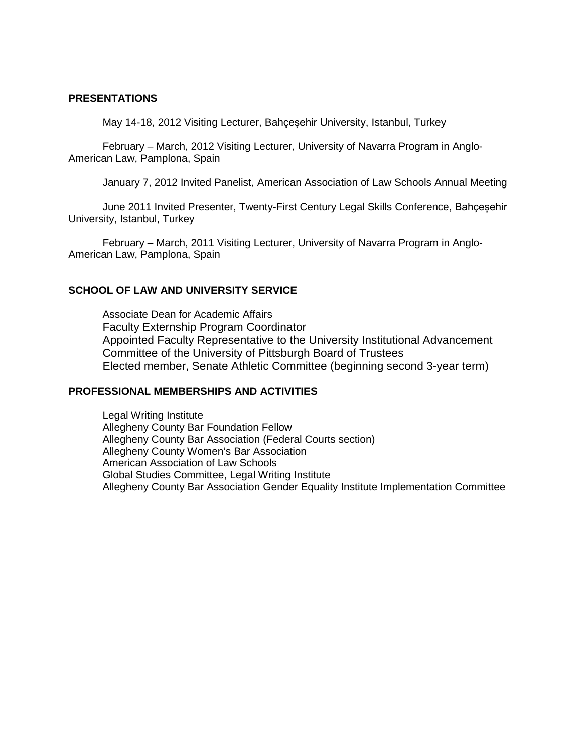**PRESENTATIONS**

May 14-18, 2012 Visiting Lecturer, Bahçeșehir University, Istanbul, Turkey

February – March, 2012 Visiting Lecturer, University of Navarra Program in Anglo-American Law, Pamplona, Spain

January 7, 2012 Invited Panelist, American Association of Law Schools Annual Meeting

June 2011 Invited Presenter, Twenty-First Century Legal Skills Conference, Bahçeșehir University, Istanbul, Turkey

February – March, 2011 Visiting Lecturer, University of Navarra Program in Anglo-American Law, Pamplona, Spain

**SCHOOL OF LAW AND UNIVERSITY SERVICE**

Associate Dean for Academic Affairs
Faculty Externship Program Coordinator
Appointed Faculty Representative to the University Institutional Advancement Committee of the University of Pittsburgh Board of Trustees
Elected member, Senate Athletic Committee (beginning second 3-year term)

**PROFESSIONAL MEMBERSHIPS AND ACTIVITIES**

Legal Writing Institute
Allegheny County Bar Foundation Fellow
Allegheny County Bar Association (Federal Courts section)
Allegheny County Women's Bar Association
American Association of Law Schools
Global Studies Committee, Legal Writing Institute
Allegheny County Bar Association Gender Equality Institute Implementation Committee